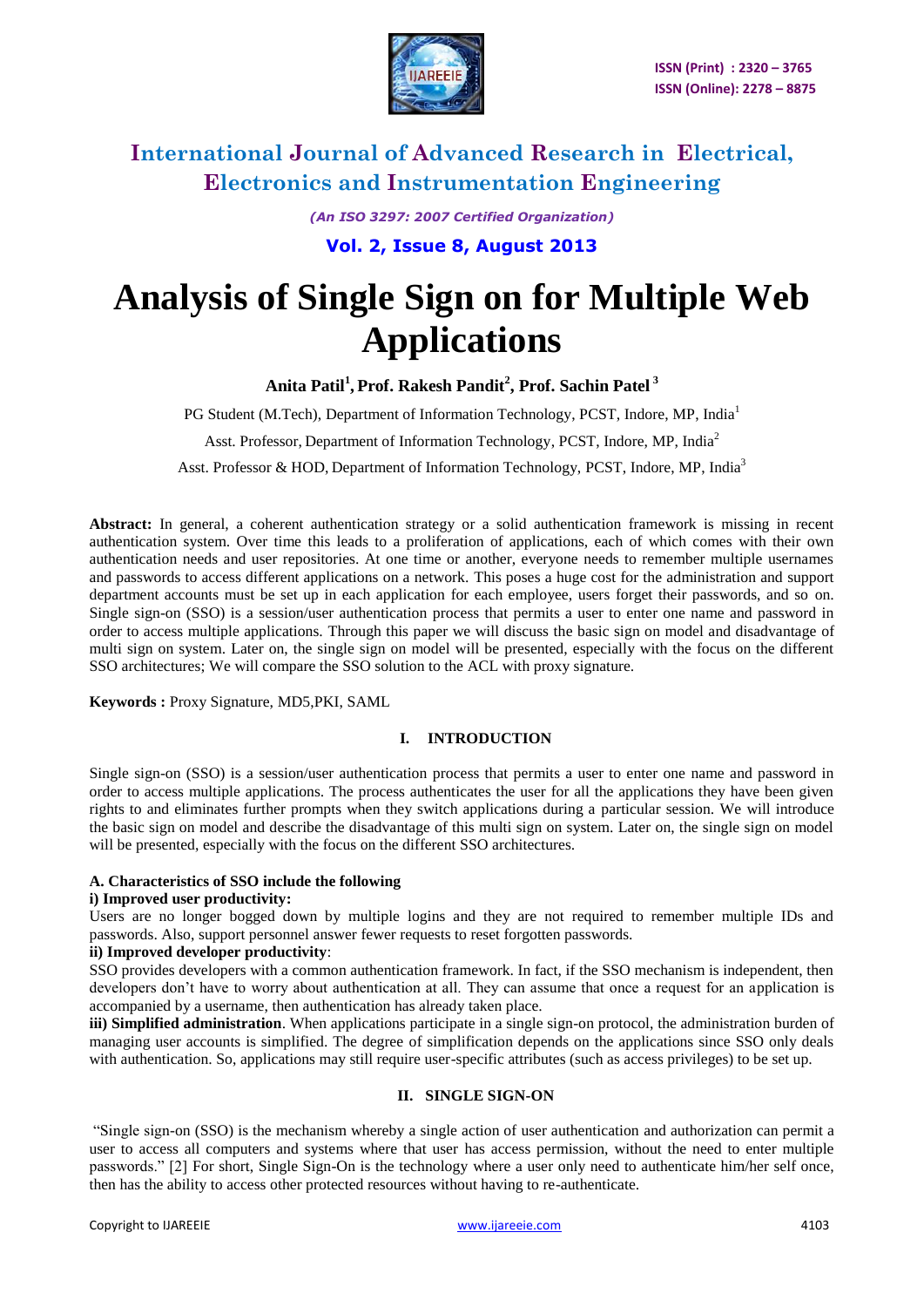# Analysis of Single Sign on for Multiple Web Applications

**Anita Patil[1], Prof. Rakesh Pandit[2], Prof. Sachin Patel [3]**

PG Student (M.Tech), Department of Information Technology, PCST, Indore, MP, India[1]

Asst. Professor, Department of Information Technology, PCST, Indore, MP, India[2]

Asst. Professor & HOD, Department of Information Technology, PCST, Indore, MP, India[3]

**Abstract:** In general, a coherent authentication strategy or a solid authentication framework is missing in recent authentication system. Over time this leads to a proliferation of applications, each of which comes with their own authentication needs and user repositories. At one time or another, everyone needs to remember multiple usernames and passwords to access different applications on a network. This poses a huge cost for the administration and support department accounts must be set up in each application for each employee, users forget their passwords, and so on. Single sign-on (SSO) is a session/user authentication process that permits a user to enter one name and password in order to access multiple applications. Through this paper we will discuss the basic sign on model and disadvantage of multi sign on system. Later on, the single sign on model will be presented, especially with the focus on the different SSO architectures; We will compare the SSO solution to the ACL with proxy signature.

**Keywords :** Proxy Signature, MD5,PKI, SAML

## I. INTRODUCTION

Single sign-on (SSO) is a session/user authentication process that permits a user to enter one name and password in order to access multiple applications. The process authenticates the user for all the applications they have been given rights to and eliminates further prompts when they switch applications during a particular session. We will introduce the basic sign on model and describe the disadvantage of this multi sign on system. Later on, the single sign on model will be presented, especially with the focus on the different SSO architectures.

**A. Characteristics of SSO include the following**

**i) Improved user productivity:**

Users are no longer bogged down by multiple logins and they are not required to remember multiple IDs and passwords. Also, support personnel answer fewer requests to reset forgotten passwords.

**ii) Improved developer productivity**:

SSO provides developers with a common authentication framework. In fact, if the SSO mechanism is independent, then developers don't have to worry about authentication at all. They can assume that once a request for an application is accompanied by a username, then authentication has already taken place.

**iii) Simplified administration**. When applications participate in a single sign-on protocol, the administration burden of managing user accounts is simplified. The degree of simplification depends on the applications since SSO only deals with authentication. So, applications may still require user-specific attributes (such as access privileges) to be set up.

## II. SINGLE SIGN-ON

"Single sign-on (SSO) is the mechanism whereby a single action of user authentication and authorization can permit a user to access all computers and systems where that user has access permission, without the need to enter multiple passwords." [2] For short, Single Sign-On is the technology where a user only need to authenticate him/her self once, then has the ability to access other protected resources without having to re-authenticate.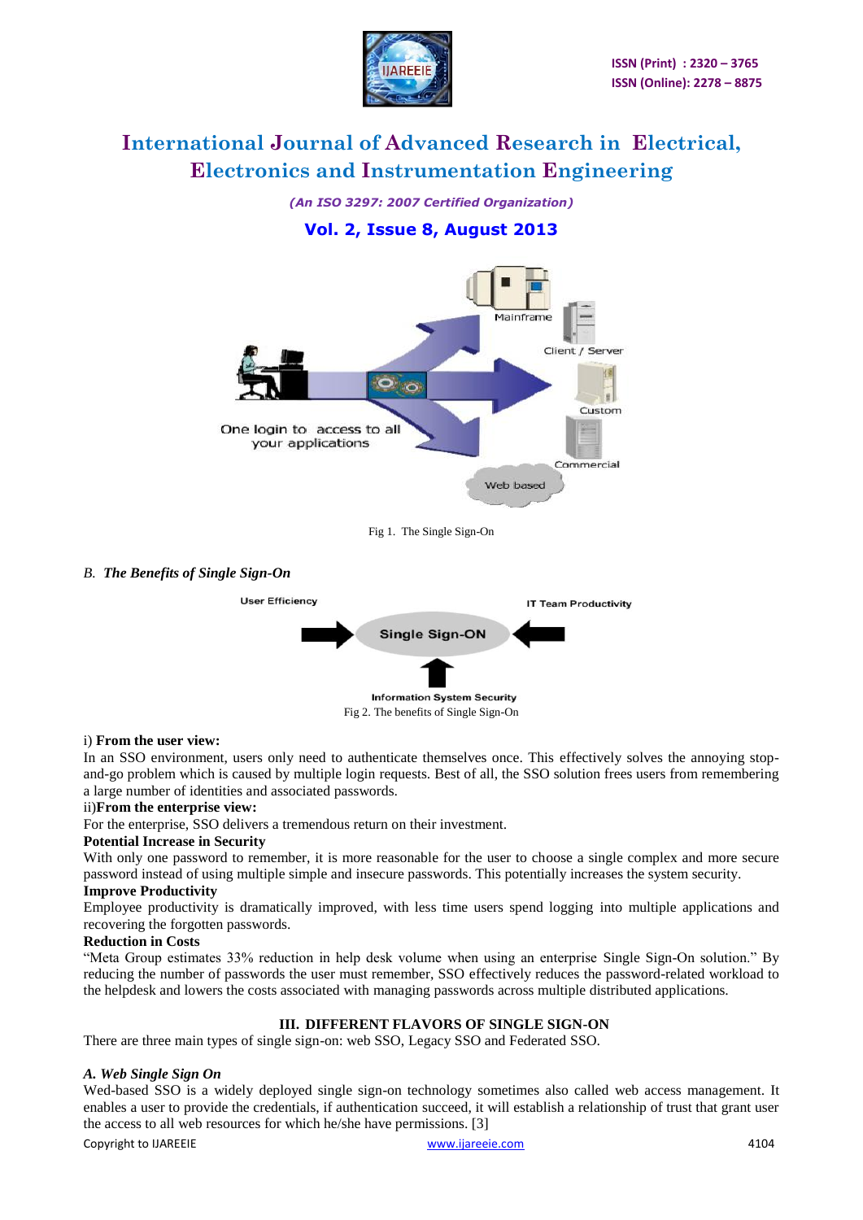Fig 1. The Single Sign-On

*B. The Benefits of Single Sign-On*

Fig 2. The benefits of Single Sign-On

i) **From the user view:**

In an SSO environment, users only need to authenticate themselves once. This effectively solves the annoying stop-and-go problem which is caused by multiple login requests. Best of all, the SSO solution frees users from remembering a large number of identities and associated passwords.

ii)**From the enterprise view:**

For the enterprise, SSO delivers a tremendous return on their investment.

**Potential Increase in Security**

With only one password to remember, it is more reasonable for the user to choose a single complex and more secure password instead of using multiple simple and insecure passwords. This potentially increases the system security.

**Improve Productivity**

Employee productivity is dramatically improved, with less time users spend logging into multiple applications and recovering the forgotten passwords.

**Reduction in Costs**

"Meta Group estimates 33% reduction in help desk volume when using an enterprise Single Sign-On solution." By reducing the number of passwords the user must remember, SSO effectively reduces the password-related workload to the helpdesk and lowers the costs associated with managing passwords across multiple distributed applications.

## III. DIFFERENT FLAVORS OF SINGLE SIGN-ON

There are three main types of single sign-on: web SSO, Legacy SSO and Federated SSO.

*A. Web Single Sign On*

Wed-based SSO is a widely deployed single sign-on technology sometimes also called web access management. It enables a user to provide the credentials, if authentication succeed, it will establish a relationship of trust that grant user the access to all web resources for which he/she have permissions. [3]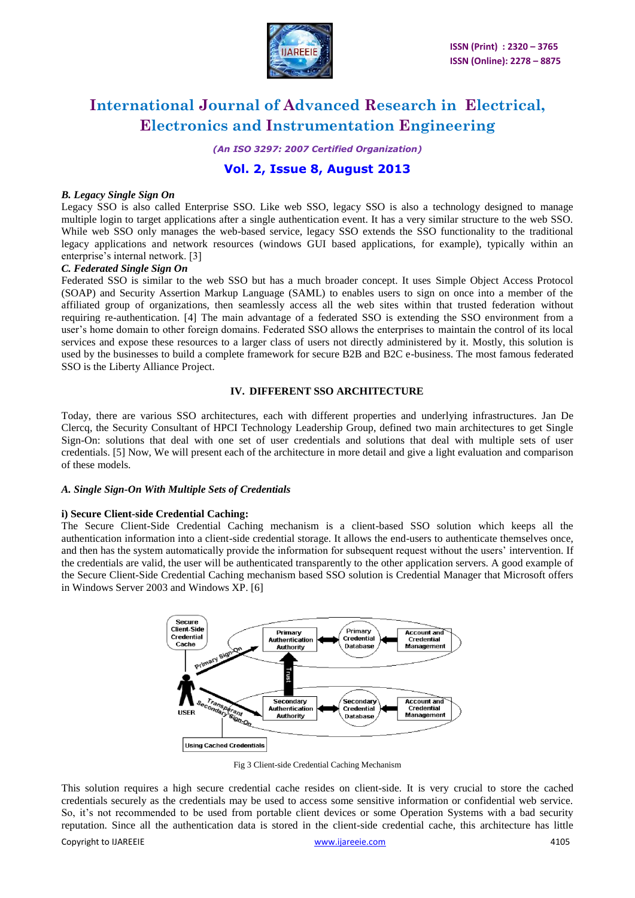### *B. Legacy Single Sign On*

Legacy SSO is also called Enterprise SSO. Like web SSO, legacy SSO is also a technology designed to manage multiple login to target applications after a single authentication event. It has a very similar structure to the web SSO. While web SSO only manages the web-based service, legacy SSO extends the SSO functionality to the traditional legacy applications and network resources (windows GUI based applications, for example), typically within an enterprise's internal network. [3]

### *C. Federated Single Sign On*

Federated SSO is similar to the web SSO but has a much broader concept. It uses Simple Object Access Protocol (SOAP) and Security Assertion Markup Language (SAML) to enables users to sign on once into a member of the affiliated group of organizations, then seamlessly access all the web sites within that trusted federation without requiring re-authentication. [4] The main advantage of a federated SSO is extending the SSO environment from a user's home domain to other foreign domains. Federated SSO allows the enterprises to maintain the control of its local services and expose these resources to a larger class of users not directly administered by it. Mostly, this solution is used by the businesses to build a complete framework for secure B2B and B2C e-business. The most famous federated SSO is the Liberty Alliance Project.

## IV. DIFFERENT SSO ARCHITECTURE

Today, there are various SSO architectures, each with different properties and underlying infrastructures. Jan De Clercq, the Security Consultant of HPCI Technology Leadership Group, defined two main architectures to get Single Sign-On: solutions that deal with one set of user credentials and solutions that deal with multiple sets of user credentials. [5] Now, We will present each of the architecture in more detail and give a light evaluation and comparison of these models.

### *A. Single Sign-On With Multiple Sets of Credentials*

**i) Secure Client-side Credential Caching:**

The Secure Client-Side Credential Caching mechanism is a client-based SSO solution which keeps all the authentication information into a client-side credential storage. It allows the end-users to authenticate themselves once, and then has the system automatically provide the information for subsequent request without the users' intervention. If the credentials are valid, the user will be authenticated transparently to the other application servers. A good example of the Secure Client-Side Credential Caching mechanism based SSO solution is Credential Manager that Microsoft offers in Windows Server 2003 and Windows XP. [6]

Fig 3 Client-side Credential Caching Mechanism

This solution requires a high secure credential cache resides on client-side. It is very crucial to store the cached credentials securely as the credentials may be used to access some sensitive information or confidential web service. So, it's not recommended to be used from portable client devices or some Operation Systems with a bad security reputation. Since all the authentication data is stored in the client-side credential cache, this architecture has little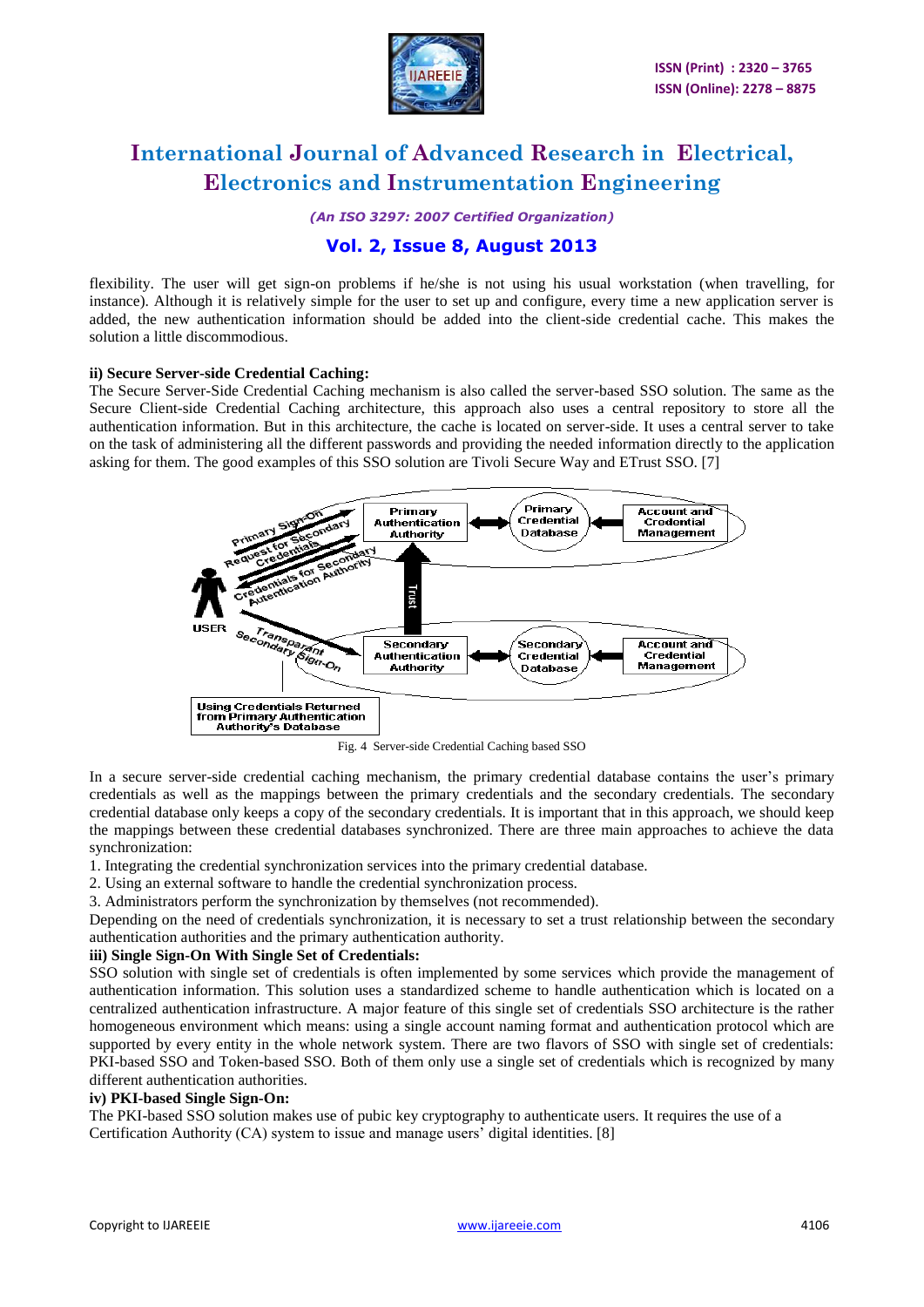flexibility. The user will get sign-on problems if he/she is not using his usual workstation (when travelling, for instance). Although it is relatively simple for the user to set up and configure, every time a new application server is added, the new authentication information should be added into the client-side credential cache. This makes the solution a little discommodious.

**ii) Secure Server-side Credential Caching:**

The Secure Server-Side Credential Caching mechanism is also called the server-based SSO solution. The same as the Secure Client-side Credential Caching architecture, this approach also uses a central repository to store all the authentication information. But in this architecture, the cache is located on server-side. It uses a central server to take on the task of administering all the different passwords and providing the needed information directly to the application asking for them. The good examples of this SSO solution are Tivoli Secure Way and ETrust SSO. [7]

Fig. 4 Server-side Credential Caching based SSO

In a secure server-side credential caching mechanism, the primary credential database contains the user's primary credentials as well as the mappings between the primary credentials and the secondary credentials. The secondary credential database only keeps a copy of the secondary credentials. It is important that in this approach, we should keep the mappings between these credential databases synchronized. There are three main approaches to achieve the data synchronization:

1. Integrating the credential synchronization services into the primary credential database.
2. Using an external software to handle the credential synchronization process.
3. Administrators perform the synchronization by themselves (not recommended).

Depending on the need of credentials synchronization, it is necessary to set a trust relationship between the secondary authentication authorities and the primary authentication authority.

**iii) Single Sign-On With Single Set of Credentials:**

SSO solution with single set of credentials is often implemented by some services which provide the management of authentication information. This solution uses a standardized scheme to handle authentication which is located on a centralized authentication infrastructure. A major feature of this single set of credentials SSO architecture is the rather homogeneous environment which means: using a single account naming format and authentication protocol which are supported by every entity in the whole network system. There are two flavors of SSO with single set of credentials: PKI-based SSO and Token-based SSO. Both of them only use a single set of credentials which is recognized by many different authentication authorities.

**iv) PKI-based Single Sign-On:**

The PKI-based SSO solution makes use of pubic key cryptography to authenticate users. It requires the use of a Certification Authority (CA) system to issue and manage users' digital identities. [8]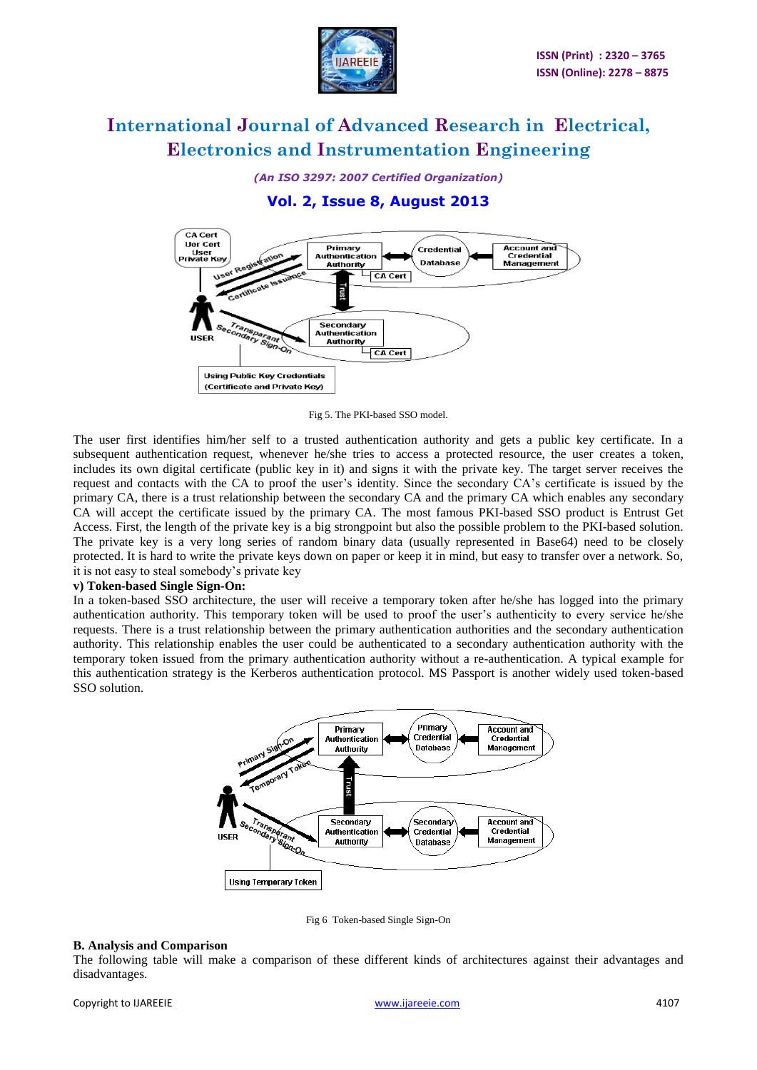Fig 5. The PKI-based SSO model.

The user first identifies him/her self to a trusted authentication authority and gets a public key certificate. In a subsequent authentication request, whenever he/she tries to access a protected resource, the user creates a token, includes its own digital certificate (public key in it) and signs it with the private key. The target server receives the request and contacts with the CA to proof the user's identity. Since the secondary CA's certificate is issued by the primary CA, there is a trust relationship between the secondary CA and the primary CA which enables any secondary CA will accept the certificate issued by the primary CA. The most famous PKI-based SSO product is Entrust Get Access. First, the length of the private key is a big strongpoint but also the possible problem to the PKI-based solution. The private key is a very long series of random binary data (usually represented in Base64) need to be closely protected. It is hard to write the private keys down on paper or keep it in mind, but easy to transfer over a network. So, it is not easy to steal somebody's private key

**v) Token-based Single Sign-On:**

In a token-based SSO architecture, the user will receive a temporary token after he/she has logged into the primary authentication authority. This temporary token will be used to proof the user's authenticity to every service he/she requests. There is a trust relationship between the primary authentication authorities and the secondary authentication authority. This relationship enables the user could be authenticated to a secondary authentication authority with the temporary token issued from the primary authentication authority without a re-authentication. A typical example for this authentication strategy is the Kerberos authentication protocol. MS Passport is another widely used token-based SSO solution.

Fig 6 Token-based Single Sign-On

**B. Analysis and Comparison**

The following table will make a comparison of these different kinds of architectures against their advantages and disadvantages.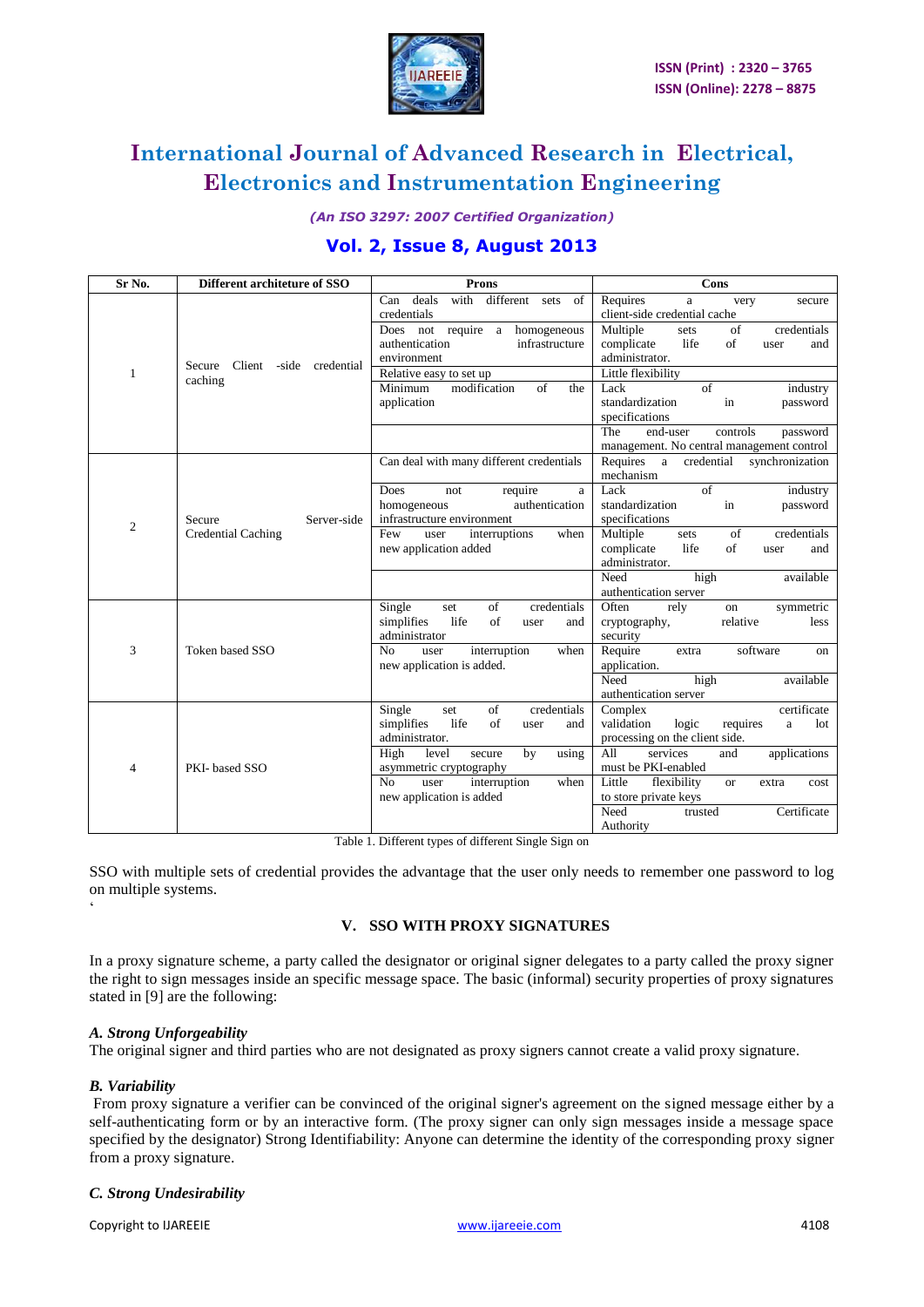| Sr No. | Different architeture of SSO | Prons | Cons |
|---|---|---|---|
| 1 | Secure Client -side credential caching | Can deals with different sets of credentials | Requires a very secure client-side credential cache |
| | | Does not require a homogeneous authentication infrastructure environment | Multiple sets of credentials complicate life of user and administrator. |
| | | Relative easy to set up | Little flexibility |
| | | Minimum modification of the application | Lack of industry standardization in password specifications |
| | | | The end-user controls password management. No central management control |
| 2 | Secure Server-side Credential Caching | Can deal with many different credentials | Requires a credential synchronization mechanism |
| | | Does not require a homogeneous authentication infrastructure environment | Lack of industry standardization in password specifications |
| | | Few user interruptions when new application added | Multiple sets of credentials complicate life of user and administrator. |
| | | | Need high available authentication server |
| 3 | Token based SSO | Single set of credentials simplifies life of user and administrator | Often rely on symmetric cryptography, relative less security |
| | | No user interruption when new application is added. | Require extra software on application. |
| | | | Need high available authentication server |
| 4 | PKI- based SSO | Single set of credentials simplifies life of user and administrator. | Complex certificate validation logic requires a lot processing on the client side. |
| | | High level secure by using asymmetric cryptography | All services and applications must be PKI-enabled |
| | | No user interruption when new application is added | Little flexibility or extra cost to store private keys |
| | | | Need trusted Certificate Authority |

Table 1. Different types of different Single Sign on

SSO with multiple sets of credential provides the advantage that the user only needs to remember one password to log on multiple systems.
‘

## V. SSO WITH PROXY SIGNATURES

In a proxy signature scheme, a party called the designator or original signer delegates to a party called the proxy signer the right to sign messages inside an specific message space. The basic (informal) security properties of proxy signatures stated in [9] are the following:

### *A. Strong Unforgeability*

The original signer and third parties who are not designated as proxy signers cannot create a valid proxy signature.

### *B. Variability*

From proxy signature a verifier can be convinced of the original signer's agreement on the signed message either by a self-authenticating form or by an interactive form. (The proxy signer can only sign messages inside a message space specified by the designator) Strong Identifiability: Anyone can determine the identity of the corresponding proxy signer from a proxy signature.

### *C. Strong Undesirability*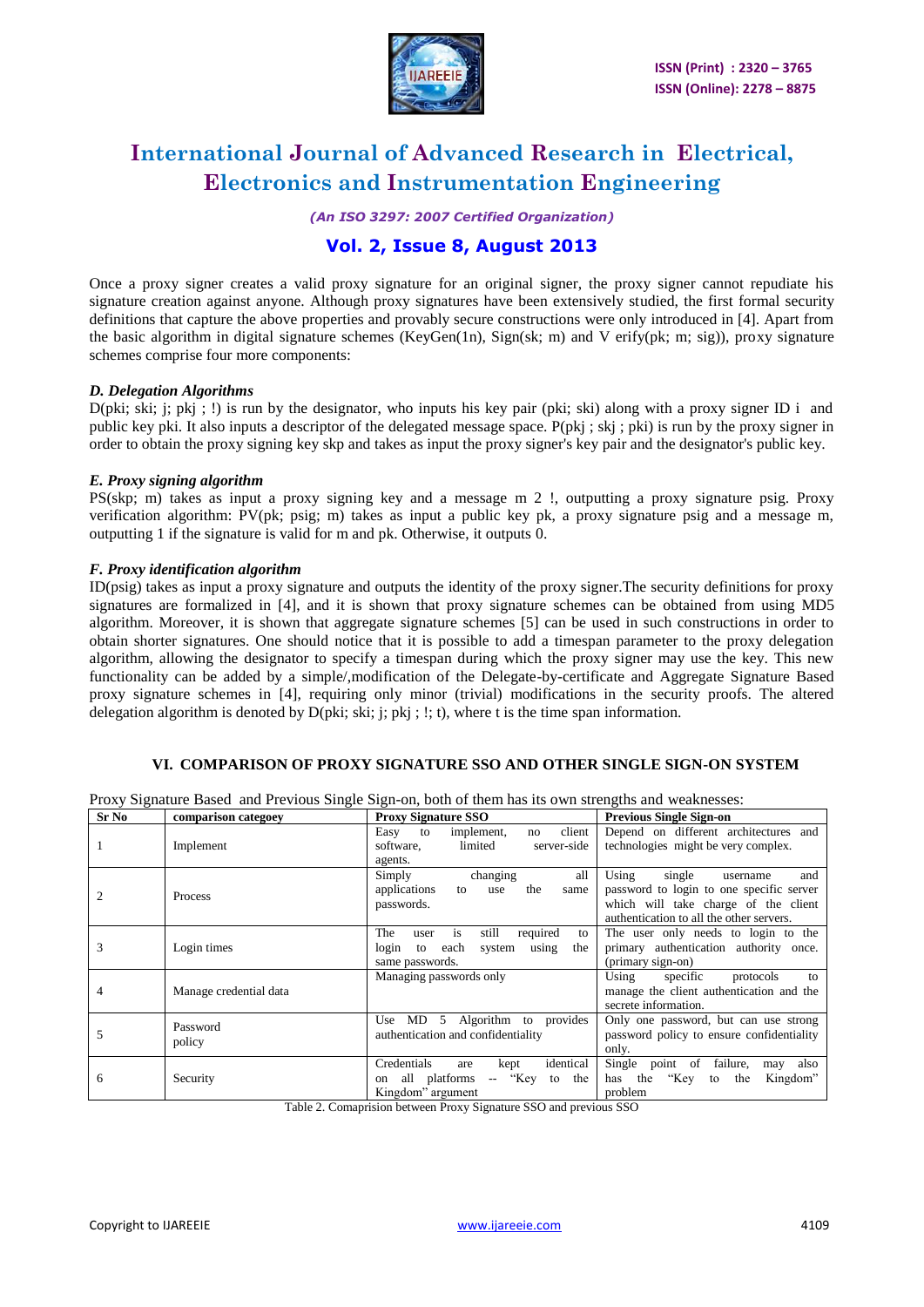Once a proxy signer creates a valid proxy signature for an original signer, the proxy signer cannot repudiate his signature creation against anyone. Although proxy signatures have been extensively studied, the first formal security definitions that capture the above properties and provably secure constructions were only introduced in [4]. Apart from the basic algorithm in digital signature schemes (KeyGen(1n), Sign(sk; m) and V erify(pk; m; sig)), proxy signature schemes comprise four more components:

### *D. Delegation Algorithms*

D(pki; ski; j; pkj ; !) is run by the designator, who inputs his key pair (pki; ski) along with a proxy signer ID i and public key pki. It also inputs a descriptor of the delegated message space. P(pkj ; skj ; pki) is run by the proxy signer in order to obtain the proxy signing key skp and takes as input the proxy signer's key pair and the designator's public key.

### *E. Proxy signing algorithm*

PS(skp; m) takes as input a proxy signing key and a message m 2 !, outputting a proxy signature psig. Proxy verification algorithm: PV(pk; psig; m) takes as input a public key pk, a proxy signature psig and a message m, outputting 1 if the signature is valid for m and pk. Otherwise, it outputs 0.

### *F. Proxy identification algorithm*

ID(psig) takes as input a proxy signature and outputs the identity of the proxy signer.The security definitions for proxy signatures are formalized in [4], and it is shown that proxy signature schemes can be obtained from using MD5 algorithm. Moreover, it is shown that aggregate signature schemes [5] can be used in such constructions in order to obtain shorter signatures. One should notice that it is possible to add a timespan parameter to the proxy delegation algorithm, allowing the designator to specify a timespan during which the proxy signer may use the key. This new functionality can be added by a simple/,modification of the Delegate-by-certificate and Aggregate Signature Based proxy signature schemes in [4], requiring only minor (trivial) modifications in the security proofs. The altered delegation algorithm is denoted by D(pki; ski; j; pkj ; !; t), where t is the time span information.

## VI. COMPARISON OF PROXY SIGNATURE SSO AND OTHER SINGLE SIGN-ON SYSTEM

Proxy Signature Based and Previous Single Sign-on, both of them has its own strengths and weaknesses:

| Sr No | comparison categoey | Proxy Signature SSO | Previous Single Sign-on |
|---|---|---|---|
| 1 | Implement | Easy to implement, no client software, limited server-side agents. | Depend on different architectures and technologies might be very complex. |
| 2 | Process | Simply changing all applications to use the same passwords. | Using single username and password to login to one specific server which will take charge of the client authentication to all the other servers. |
| 3 | Login times | The user is still required to login to each system using the same passwords. | The user only needs to login to the primary authentication authority once. (primary sign-on) |
| 4 | Manage credential data | Managing passwords only | Using specific protocols to manage the client authentication and the secrete information. |
| 5 | Password policy | Use MD 5 Algorithm to provides authentication and confidentiality | Only one password, but can use strong password policy to ensure confidentiality only. |
| 6 | Security | Credentials are kept identical on all platforms -- "Key to the Kingdom" argument | Single point of failure, may also has the "Key to the Kingdom" problem |

Table 2. Comaprision between Proxy Signature SSO and previous SSO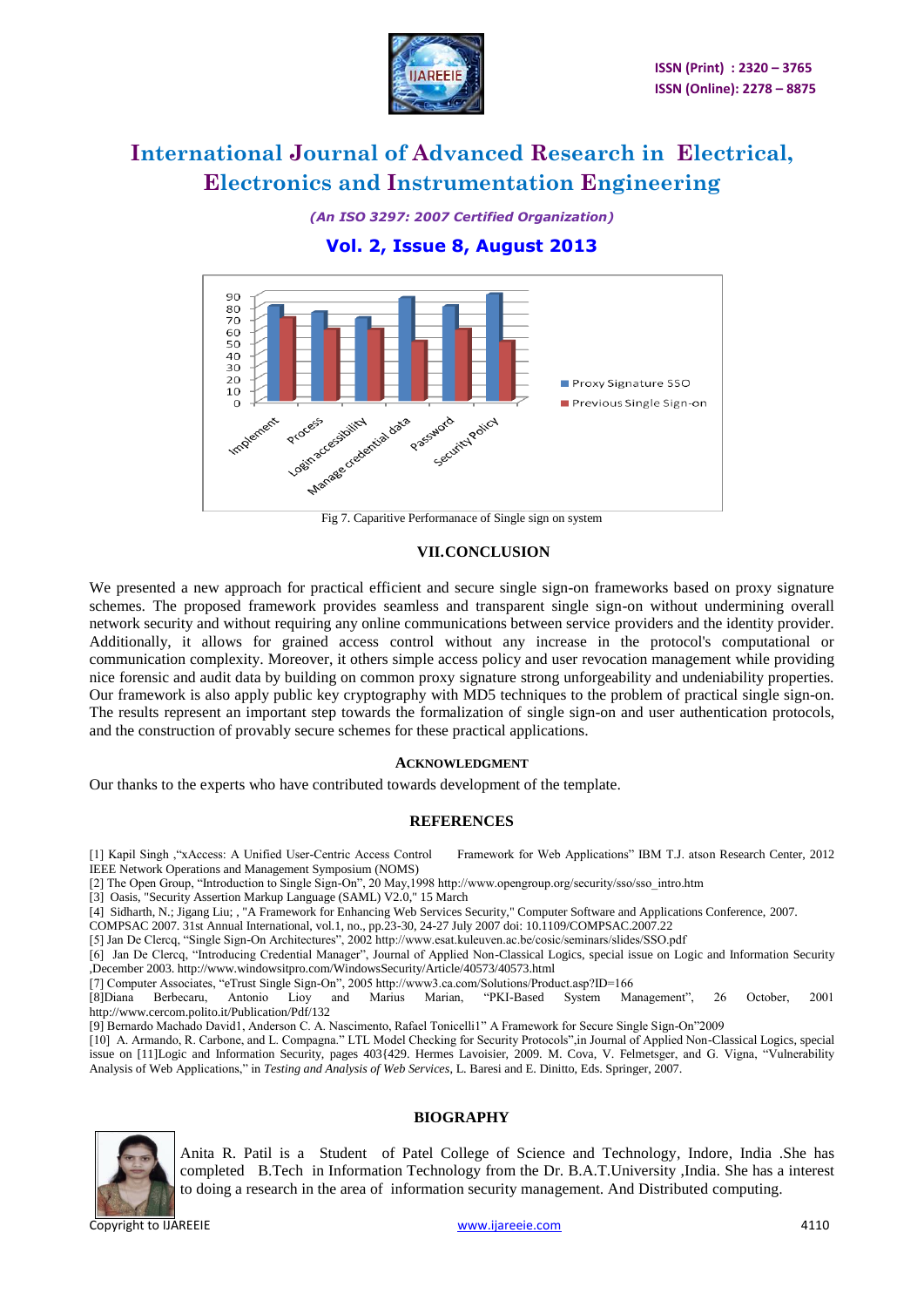90
80
70
60
50
40
30
20
10
0

Implement
Process
Login accessibility
Manage credential data
Password
Security Policy

Proxy Signature SSO
Previous Single Sign-on

Fig 7. Caparitive Performanace of Single sign on system

## VII.CONCLUSION

We presented a new approach for practical efficient and secure single sign-on frameworks based on proxy signature schemes. The proposed framework provides seamless and transparent single sign-on without undermining overall network security and without requiring any online communications between service providers and the identity provider. Additionally, it allows for grained access control without any increase in the protocol's computational or communication complexity. Moreover, it others simple access policy and user revocation management while providing nice forensic and audit data by building on common proxy signature strong unforgeability and undeniability properties. Our framework is also apply public key cryptography with MD5 techniques to the problem of practical single sign-on. The results represent an important step towards the formalization of single sign-on and user authentication protocols, and the construction of provably secure schemes for these practical applications.

### ACKNOWLEDGMENT

Our thanks to the experts who have contributed towards development of the template.

## REFERENCES

[1] Kapil Singh ,"xAccess: A Unified User-Centric Access Control Framework for Web Applications" IBM T.J. atson Research Center, 2012 IEEE Network Operations and Management Symposium (NOMS)

[2] The Open Group, "Introduction to Single Sign-On", 20 May,1998 http://www.opengroup.org/security/sso/sso_intro.htm

[3] Oasis, "Security Assertion Markup Language (SAML) V2.0," 15 March

[4] Sidharth, N.; Jigang Liu; , "A Framework for Enhancing Web Services Security," Computer Software and Applications Conference, 2007. COMPSAC 2007. 31st Annual International, vol.1, no., pp.23-30, 24-27 July 2007 doi: 10.1109/COMPSAC.2007.22

[5] Jan De Clercq, "Single Sign-On Architectures", 2002 http://www.esat.kuleuven.ac.be/cosic/seminars/slides/SSO.pdf

[6] Jan De Clercq, "Introducing Credential Manager", Journal of Applied Non-Classical Logics, special issue on Logic and Information Security ,December 2003. http://www.windowsitpro.com/WindowsSecurity/Article/40573/40573.html

[7] Computer Associates, "eTrust Single Sign-On", 2005 http://www3.ca.com/Solutions/Product.asp?ID=166

[8]Diana Berbecaru, Antonio Lioy and Marius Marian, "PKI-Based System Management", 26 October, 2001 http://www.cercom.polito.it/Publication/Pdf/132

[9] Bernardo Machado David1, Anderson C. A. Nascimento, Rafael Tonicelli1" A Framework for Secure Single Sign-On"2009

[10] A. Armando, R. Carbone, and L. Compagna." LTL Model Checking for Security Protocols",in Journal of Applied Non-Classical Logics, special issue on [11]Logic and Information Security, pages 403{429. Hermes Lavoisier, 2009. M. Cova, V. Felmetsger, and G. Vigna, "Vulnerability Analysis of Web Applications," in *Testing and Analysis of Web Services*, L. Baresi and E. Dinitto, Eds. Springer, 2007.

## BIOGRAPHY

Anita R. Patil is a Student of Patel College of Science and Technology, Indore, India .She has completed B.Tech in Information Technology from the Dr. B.A.T.University ,India. She has a interest to doing a research in the area of information security management. And Distributed computing.